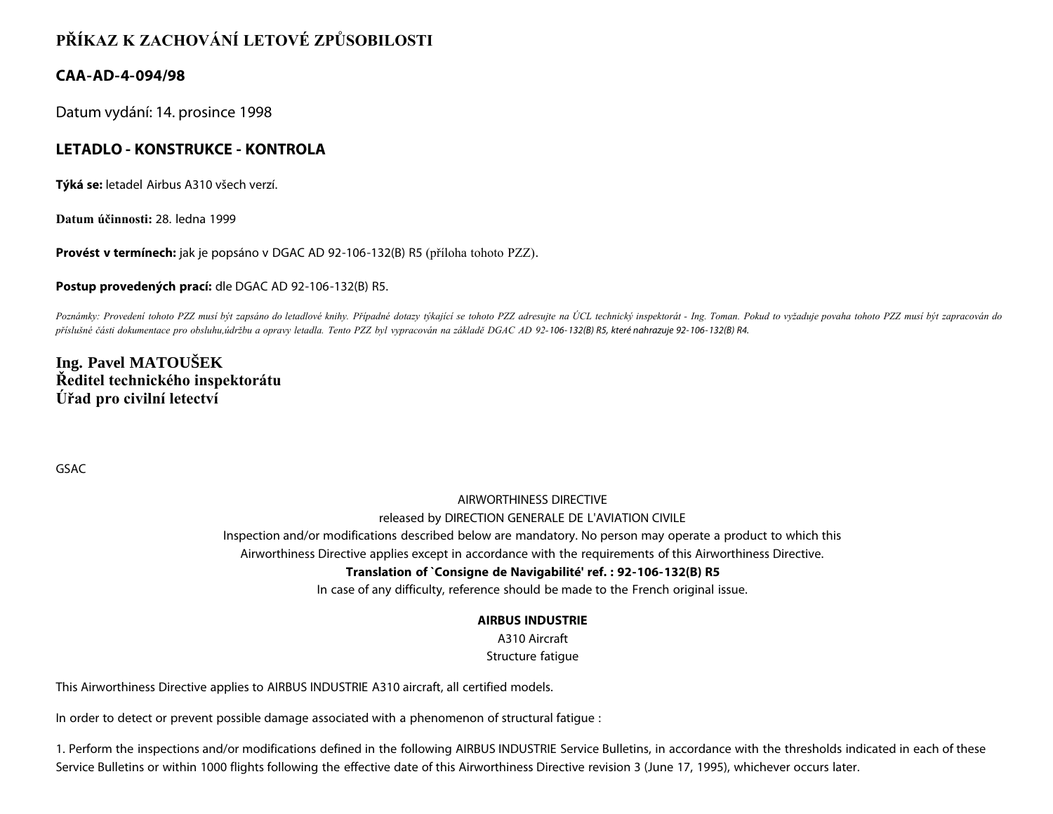# PŘÍKAZ K ZACHOVÁNÍ LETOVÉ ZPŮSOBILOSTI

## CAA-AD-4-094/98

Datum vydání: 14. prosince 1998

## LETADLO - KONSTRUKCE - KONTROLA

**Týká se:** letadel Airbus A310 všech verzí.

**Datum účinnosti:** 28. ledna 1999

**Provést v termínech:** jak je popsáno v DGAC AD 92-106-132(B) R5 (příloha tohoto PZZ).

**Postup provedených prací:** dle DGAC AD 92-106-132(B) R5.

*Poznámky: Provedení tohoto PZZ musí být zapsáno do letadlové knihy. Případné dotazy týkající se tohoto PZZ adresujte na ÚCL technický inspektorát - Ing. Toman. Pokud to vyžaduje povaha tohoto PZZ musí být zapracován do příslušné části dokumentace pro obsluhu,údržbu a opravy letadla. Tento PZZ byl vypracován na základě DGAC AD 92-106-132(B) R5, které nahrazuje 92-106-132(B) R4.*

**Ing. Pavel MATOUŠEK**
**Ředitel technického inspektorátu**
**Úřad pro civilní letectví**

GSAC

AIRWORTHINESS DIRECTIVE

released by DIRECTION GENERALE DE L'AVIATION CIVILE

Inspection and/or modifications described below are mandatory. No person may operate a product to which this Airworthiness Directive applies except in accordance with the requirements of this Airworthiness Directive.

**Translation of `Consigne de Navigabilité' ref. : 92-106-132(B) R5**

In case of any difficulty, reference should be made to the French original issue.

**AIRBUS INDUSTRIE**

A310 Aircraft

Structure fatigue

This Airworthiness Directive applies to AIRBUS INDUSTRIE A310 aircraft, all certified models.

In order to detect or prevent possible damage associated with a phenomenon of structural fatigue :

1. Perform the inspections and/or modifications defined in the following AIRBUS INDUSTRIE Service Bulletins, in accordance with the thresholds indicated in each of these Service Bulletins or within 1000 flights following the effective date of this Airworthiness Directive revision 3 (June 17, 1995), whichever occurs later.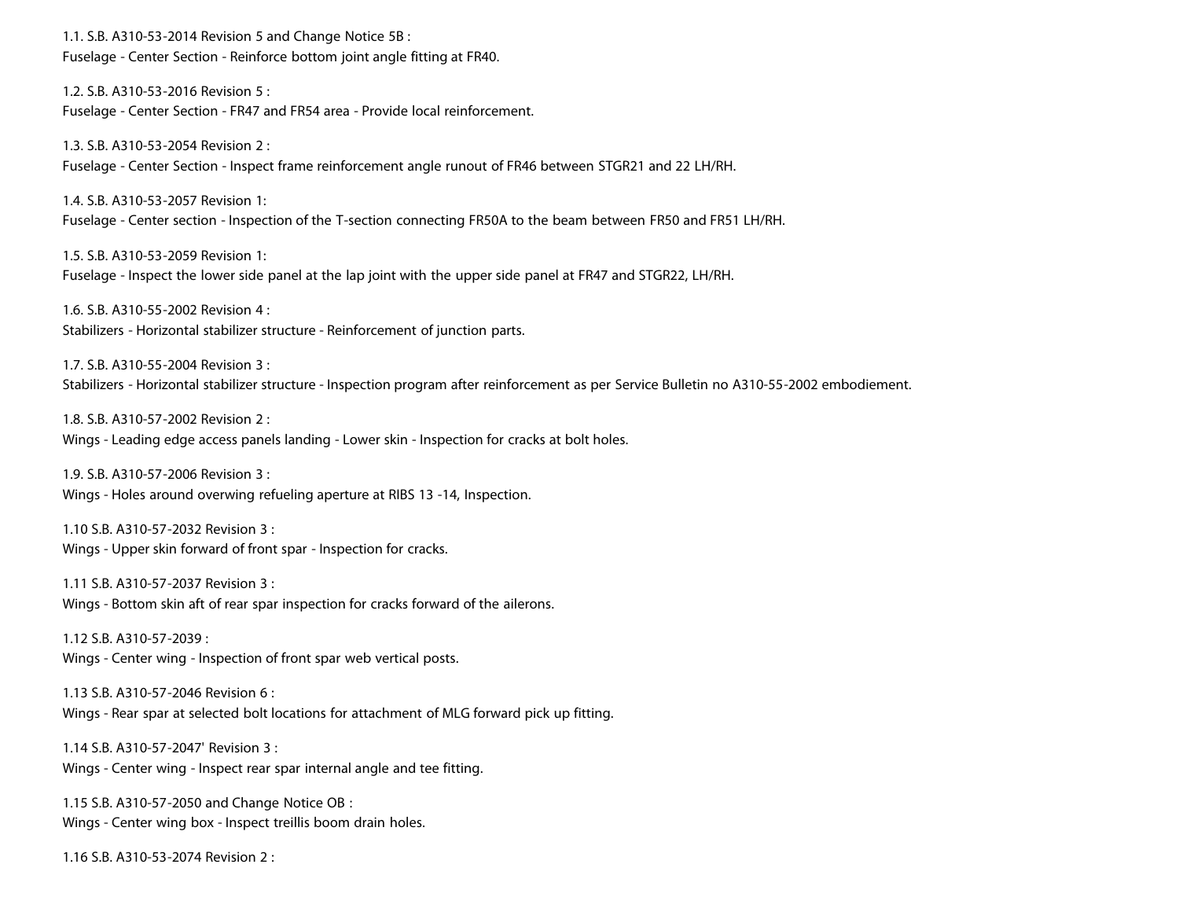1.1. S.B. A310-53-2014 Revision 5 and Change Notice 5B :
Fuselage - Center Section - Reinforce bottom joint angle fitting at FR40.

1.2. S.B. A310-53-2016 Revision 5 :
Fuselage - Center Section - FR47 and FR54 area - Provide local reinforcement.

1.3. S.B. A310-53-2054 Revision 2 :
Fuselage - Center Section - Inspect frame reinforcement angle runout of FR46 between STGR21 and 22 LH/RH.

1.4. S.B. A310-53-2057 Revision 1:
Fuselage - Center section - Inspection of the T-section connecting FR50A to the beam between FR50 and FR51 LH/RH.

1.5. S.B. A310-53-2059 Revision 1:
Fuselage - Inspect the lower side panel at the lap joint with the upper side panel at FR47 and STGR22, LH/RH.

1.6. S.B. A310-55-2002 Revision 4 :
Stabilizers - Horizontal stabilizer structure - Reinforcement of junction parts.

1.7. S.B. A310-55-2004 Revision 3 :
Stabilizers - Horizontal stabilizer structure - Inspection program after reinforcement as per Service Bulletin no A310-55-2002 embodiement.

1.8. S.B. A310-57-2002 Revision 2 :
Wings - Leading edge access panels landing - Lower skin - Inspection for cracks at bolt holes.

1.9. S.B. A310-57-2006 Revision 3 :
Wings - Holes around overwing refueling aperture at RIBS 13 -14, Inspection.

1.10 S.B. A310-57-2032 Revision 3 :
Wings - Upper skin forward of front spar - Inspection for cracks.

1.11 S.B. A310-57-2037 Revision 3 :
Wings - Bottom skin aft of rear spar inspection for cracks forward of the ailerons.

1.12 S.B. A310-57-2039 :
Wings - Center wing - Inspection of front spar web vertical posts.

1.13 S.B. A310-57-2046 Revision 6 :
Wings - Rear spar at selected bolt locations for attachment of MLG forward pick up fitting.

1.14 S.B. A310-57-2047' Revision 3 :
Wings - Center wing - Inspect rear spar internal angle and tee fitting.

1.15 S.B. A310-57-2050 and Change Notice OB :
Wings - Center wing box - Inspect treillis boom drain holes.

1.16 S.B. A310-53-2074 Revision 2 :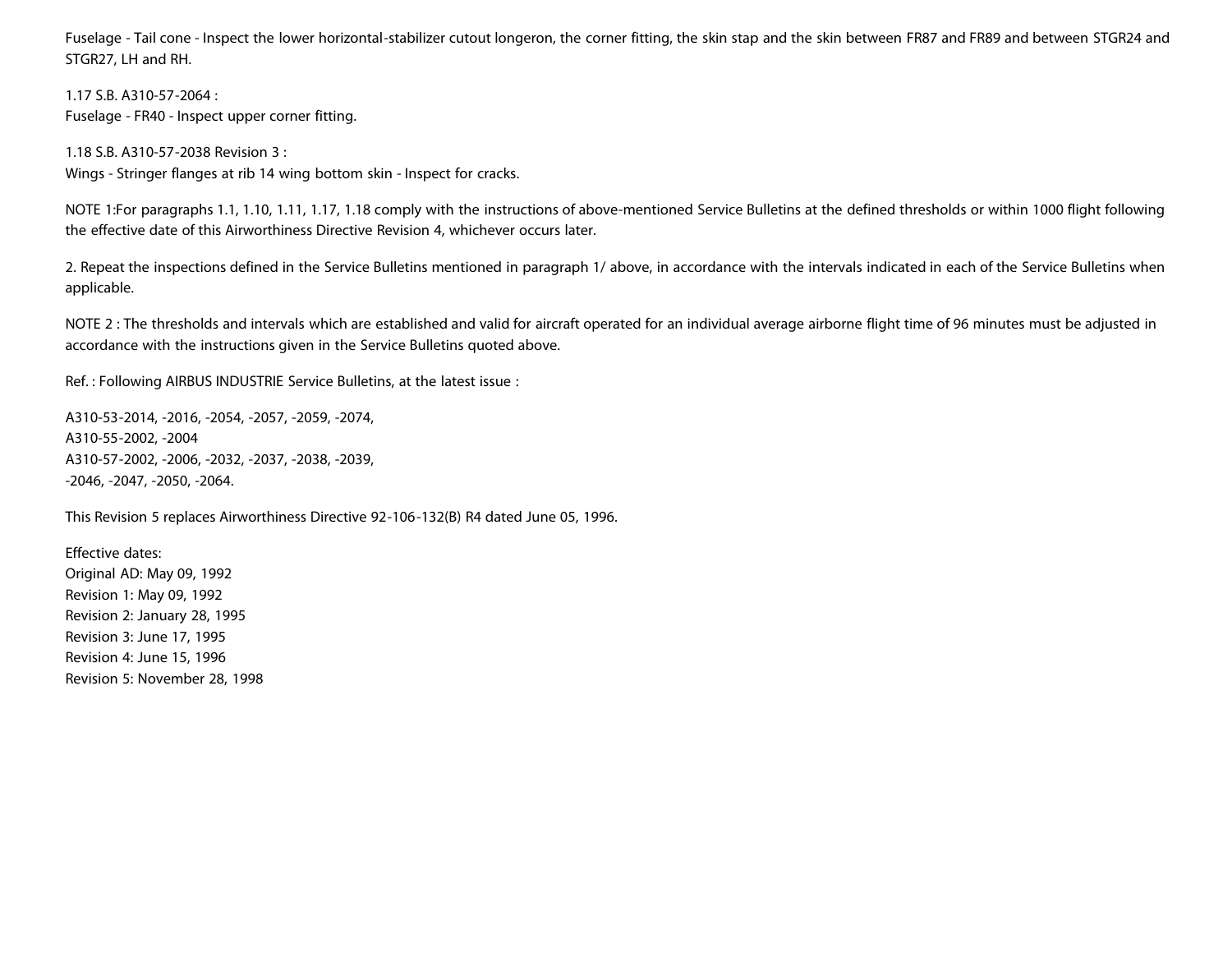Fuselage - Tail cone - Inspect the lower horizontal-stabilizer cutout longeron, the corner fitting, the skin stap and the skin between FR87 and FR89 and between STGR24 and STGR27, LH and RH.

1.17 S.B. A310-57-2064 :
Fuselage - FR40 - Inspect upper corner fitting.

1.18 S.B. A310-57-2038 Revision 3 :
Wings - Stringer flanges at rib 14 wing bottom skin - Inspect for cracks.

NOTE 1:For paragraphs 1.1, 1.10, 1.11, 1.17, 1.18 comply with the instructions of above-mentioned Service Bulletins at the defined thresholds or within 1000 flight following the effective date of this Airworthiness Directive Revision 4, whichever occurs later.

2. Repeat the inspections defined in the Service Bulletins mentioned in paragraph 1/ above, in accordance with the intervals indicated in each of the Service Bulletins when applicable.

NOTE 2 : The thresholds and intervals which are established and valid for aircraft operated for an individual average airborne flight time of 96 minutes must be adjusted in accordance with the instructions given in the Service Bulletins quoted above.

Ref. : Following AIRBUS INDUSTRIE Service Bulletins, at the latest issue :

A310-53-2014, -2016, -2054, -2057, -2059, -2074,
A310-55-2002, -2004
A310-57-2002, -2006, -2032, -2037, -2038, -2039,
-2046, -2047, -2050, -2064.

This Revision 5 replaces Airworthiness Directive 92-106-132(B) R4 dated June 05, 1996.

Effective dates:
Original AD: May 09, 1992
Revision 1: May 09, 1992
Revision 2: January 28, 1995
Revision 3: June 17, 1995
Revision 4: June 15, 1996
Revision 5: November 28, 1998